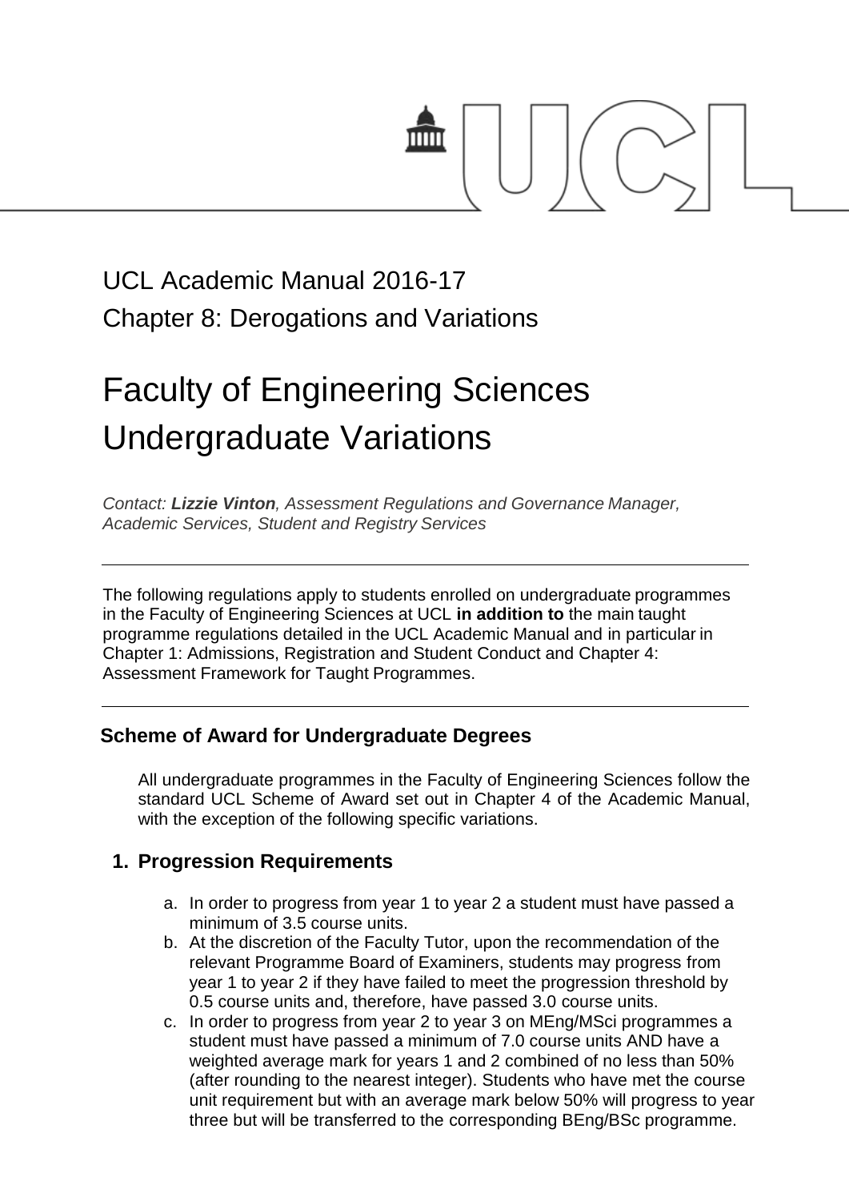# UCL Academic Manual 2016-17

## Chapter 8: Derogations and Variations

# Faculty of Engineering Sciences Undergraduate Variations

*Contact: **Lizzie Vinton**, Assessment Regulations and Governance Manager, Academic Services, Student and Registry Services*

---

The following regulations apply to students enrolled on undergraduate programmes in the Faculty of Engineering Sciences at UCL **in addition to** the main taught programme regulations detailed in the UCL Academic Manual and in particular in Chapter 1: Admissions, Registration and Student Conduct and Chapter 4: Assessment Framework for Taught Programmes.

---

## Scheme of Award for Undergraduate Degrees

All undergraduate programmes in the Faculty of Engineering Sciences follow the standard UCL Scheme of Award set out in Chapter 4 of the Academic Manual, with the exception of the following specific variations.

### 1. Progression Requirements

a. In order to progress from year 1 to year 2 a student must have passed a minimum of 3.5 course units.

b. At the discretion of the Faculty Tutor, upon the recommendation of the relevant Programme Board of Examiners, students may progress from year 1 to year 2 if they have failed to meet the progression threshold by 0.5 course units and, therefore, have passed 3.0 course units.

c. In order to progress from year 2 to year 3 on MEng/MSci programmes a student must have passed a minimum of 7.0 course units AND have a weighted average mark for years 1 and 2 combined of no less than 50% (after rounding to the nearest integer). Students who have met the course unit requirement but with an average mark below 50% will progress to year three but will be transferred to the corresponding BEng/BSc programme.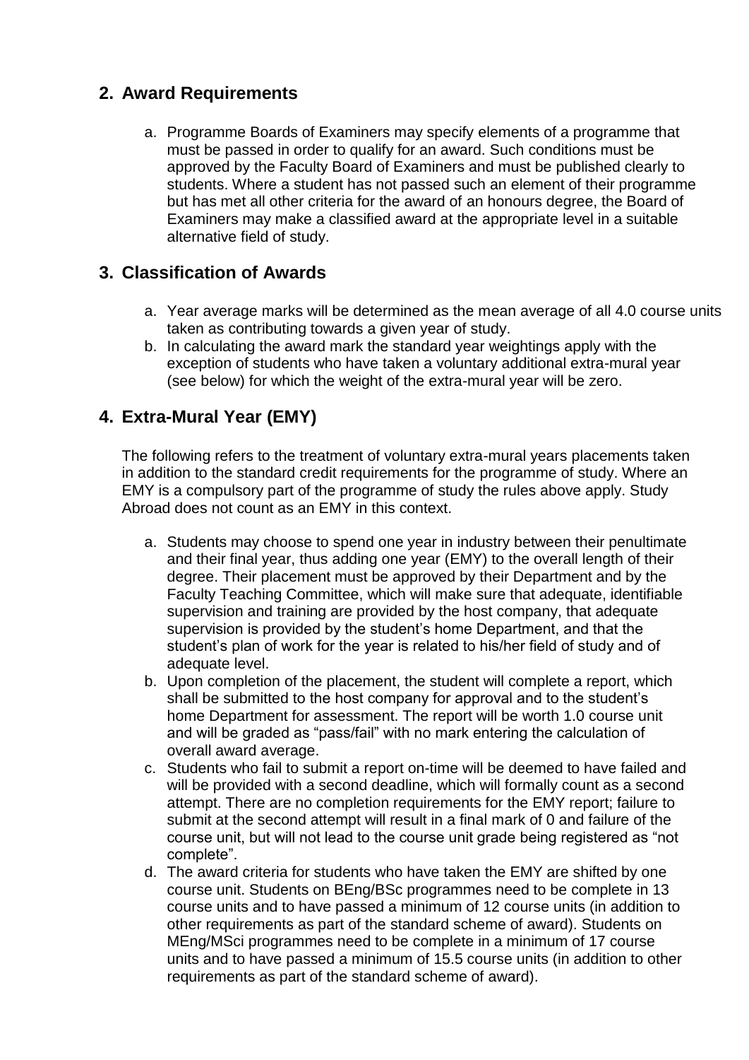## 2. Award Requirements

a. Programme Boards of Examiners may specify elements of a programme that must be passed in order to qualify for an award. Such conditions must be approved by the Faculty Board of Examiners and must be published clearly to students. Where a student has not passed such an element of their programme but has met all other criteria for the award of an honours degree, the Board of Examiners may make a classified award at the appropriate level in a suitable alternative field of study.

## 3. Classification of Awards

a. Year average marks will be determined as the mean average of all 4.0 course units taken as contributing towards a given year of study.
b. In calculating the award mark the standard year weightings apply with the exception of students who have taken a voluntary additional extra-mural year (see below) for which the weight of the extra-mural year will be zero.

## 4. Extra-Mural Year (EMY)

The following refers to the treatment of voluntary extra-mural years placements taken in addition to the standard credit requirements for the programme of study. Where an EMY is a compulsory part of the programme of study the rules above apply. Study Abroad does not count as an EMY in this context.

a. Students may choose to spend one year in industry between their penultimate and their final year, thus adding one year (EMY) to the overall length of their degree. Their placement must be approved by their Department and by the Faculty Teaching Committee, which will make sure that adequate, identifiable supervision and training are provided by the host company, that adequate supervision is provided by the student's home Department, and that the student's plan of work for the year is related to his/her field of study and of adequate level.
b. Upon completion of the placement, the student will complete a report, which shall be submitted to the host company for approval and to the student's home Department for assessment. The report will be worth 1.0 course unit and will be graded as "pass/fail" with no mark entering the calculation of overall award average.
c. Students who fail to submit a report on-time will be deemed to have failed and will be provided with a second deadline, which will formally count as a second attempt. There are no completion requirements for the EMY report; failure to submit at the second attempt will result in a final mark of 0 and failure of the course unit, but will not lead to the course unit grade being registered as "not complete".
d. The award criteria for students who have taken the EMY are shifted by one course unit. Students on BEng/BSc programmes need to be complete in 13 course units and to have passed a minimum of 12 course units (in addition to other requirements as part of the standard scheme of award). Students on MEng/MSci programmes need to be complete in a minimum of 17 course units and to have passed a minimum of 15.5 course units (in addition to other requirements as part of the standard scheme of award).